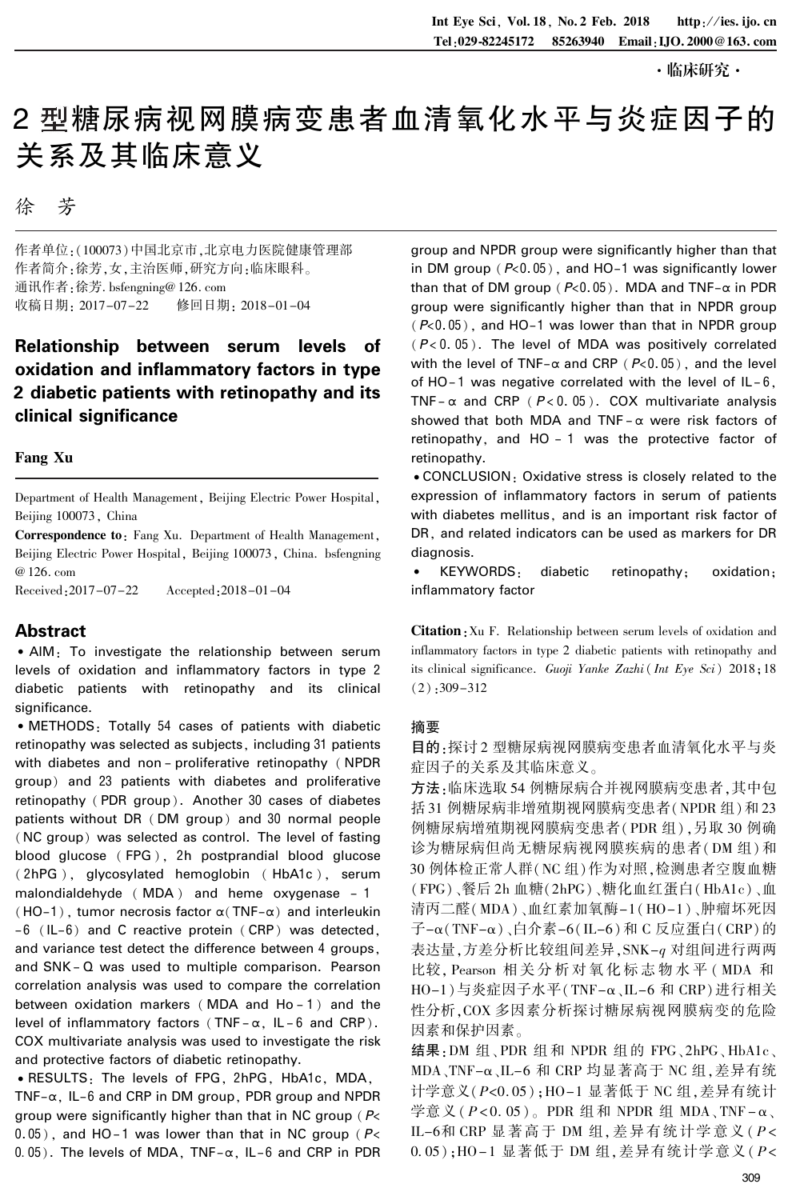·临床研究·

# 2 型糖尿病视网膜病变患者血清氧化水平与炎症因子的关系及其临床意义

徐　芳

作者单位:(100073)中国北京市,北京电力医院健康管理部

作者简介:徐芳,女,主治医师,研究方向:临床眼科。

通讯作者:徐芳. bsfengning@ 126. com

收稿日期: 2017-07-22　　修回日期: 2018-01-04

## Relationship between serum levels of oxidation and inflammatory factors in type 2 diabetic patients with retinopathy and its clinical significance

**Fang Xu**

Department of Health Management, Beijing Electric Power Hospital, Beijing 100073, China

**Correspondence to**: Fang Xu. Department of Health Management, Beijing Electric Power Hospital, Beijing 100073, China. bsfengning @ 126. com

Received:2017-07-22　　Accepted:2018-01-04

## Abstract

• AIM: To investigate the relationship between serum levels of oxidation and inflammatory factors in type 2 diabetic patients with retinopathy and its clinical significance.

• METHODS: Totally 54 cases of patients with diabetic retinopathy was selected as subjects, including 31 patients with diabetes and non-proliferative retinopathy (NPDR group) and 23 patients with diabetes and proliferative retinopathy (PDR group). Another 30 cases of diabetes patients without DR (DM group) and 30 normal people (NC group) was selected as control. The level of fasting blood glucose (FPG), 2h postprandial blood glucose (2hPG), glycosylated hemoglobin (HbA1c), serum malondialdehyde (MDA) and heme oxygenase-1 (HO-1), tumor necrosis factor α (TNF-α) and interleukin-6 (IL-6) and C reactive protein (CRP) was detected, and variance test detect the difference between 4 groups, and SNK-Q was used to multiple comparison. Pearson correlation analysis was used to compare the correlation between oxidation markers (MDA and Ho-1) and the level of inflammatory factors (TNF-α, IL-6 and CRP). COX multivariate analysis was used to investigate the risk and protective factors of diabetic retinopathy.

• RESULTS: The levels of FPG, 2hPG, HbA1c, MDA, TNF-α, IL-6 and CRP in DM group, PDR group and NPDR group were significantly higher than that in NC group ($P<0.05$), and HO-1 was lower than that in NC group ($P<0.05$). The levels of MDA, TNF-α, IL-6 and CRP in PDR group and NPDR group were significantly higher than that in DM group ($P<0.05$), and HO-1 was significantly lower than that of DM group ($P<0.05$). MDA and TNF-α in PDR group were significantly higher than that in NPDR group ($P<0.05$), and HO-1 was lower than that in NPDR group ($P<0.05$). The level of MDA was positively correlated with the level of TNF-α and CRP ($P<0.05$), and the level of HO-1 was negative correlated with the level of IL-6, TNF-α and CRP ($P<0.05$). COX multivariate analysis showed that both MDA and TNF-α were risk factors of retinopathy, and HO-1 was the protective factor of retinopathy.

• CONCLUSION: Oxidative stress is closely related to the expression of inflammatory factors in serum of patients with diabetes mellitus, and is an important risk factor of DR, and related indicators can be used as markers for DR diagnosis.

• KEYWORDS: diabetic retinopathy; oxidation; inflammatory factor

**Citation**: Xu F. Relationship between serum levels of oxidation and inflammatory factors in type 2 diabetic patients with retinopathy and its clinical significance. *Guoji Yanke Zazhi* (*Int Eye Sci*) 2018; 18(2):309-312

## 摘要

**目的**:探讨 2 型糖尿病视网膜病变患者血清氧化水平与炎症因子的关系及其临床意义。

**方法**:临床选取 54 例糖尿病合并视网膜病变患者,其中包括 31 例糖尿病非增殖期视网膜病变患者(NPDR 组)和 23 例糖尿病增殖期视网膜病变患者(PDR 组),另取 30 例确诊为糖尿病但尚无糖尿病视网膜疾病的患者(DM 组)和 30 例体检正常人群(NC 组)作为对照,检测患者空腹血糖(FPG)、餐后 2h 血糖(2hPG)、糖化血红蛋白(HbA1c)、血清丙二醛(MDA)、血红素加氧酶-1(HO-1)、肿瘤坏死因子-α(TNF-α)、白介素-6(IL-6)和 C 反应蛋白(CRP)的表达量,方差分析比较组间差异,SNK-*q* 对组间进行两两比较,Pearson 相关分析对氧化标志物水平(MDA 和 HO-1)与炎症因子水平(TNF-α、IL-6 和 CRP)进行相关性分析,COX 多因素分析探讨糖尿病视网膜病变的危险因素和保护因素。

**结果**:DM 组、PDR 组和 NPDR 组的 FPG、2hPG、HbA1c、MDA、TNF-α、IL-6 和 CRP 均显著高于 NC 组,差异有统计学意义($P<0.05$);HO-1 显著低于 NC 组,差异有统计学意义($P<0.05$)。PDR 组和 NPDR 组 MDA、TNF-α、IL-6和 CRP 显著高于 DM 组,差异有统计学意义($P<0.05$);HO-1 显著低于 DM 组,差异有统计学意义($P<$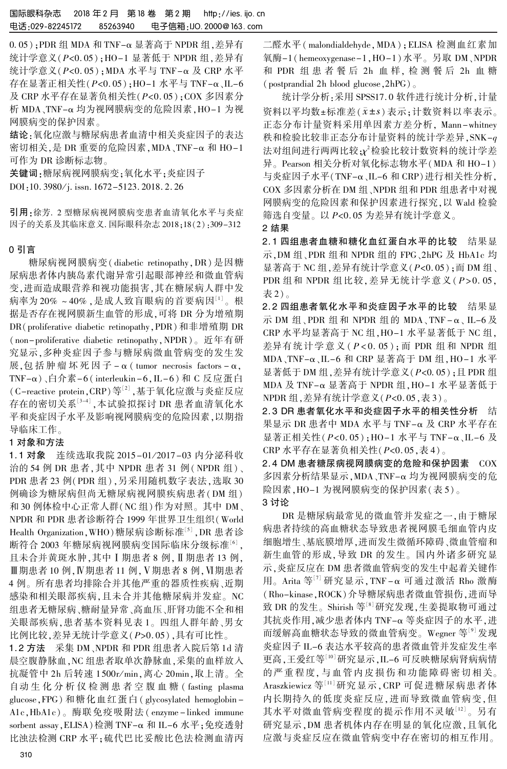0.05)；PDR 组 MDA 和 TNF-α 显著高于 NPDR 组，差异有统计学意义（$P<0.05$）；HO-1 显著低于 NPDR 组，差异有统计学意义（$P<0.05$）；MDA 水平与 TNF-α 及 CRP 水平存在显著正相关性（$P<0.05$）；HO-1 水平与 TNF-α、IL-6 及 CRP 水平存在显著负相关性（$P<0.05$）；COX 多因素分析 MDA、TNF-α 均为视网膜病变的危险因素，HO-1 为视网膜病变的保护因素。

**结论：** 氧化应激与糖尿病患者血清中相关炎症因子的表达密切相关，是 DR 重要的危险因素，MDA、TNF-α 和 HO-1 可作为 DR 诊断标志物。

**关键词：** 糖尿病视网膜病变；氧化水平；炎症因子

DOI：10.3980/j.issn.1672-5123.2018.2.26

**引用：** 徐芳. 2 型糖尿病视网膜病变患者血清氧化水平与炎症因子的关系及其临床意义. 国际眼科杂志 2018；18（2）：309-312

## 0 引言

糖尿病视网膜病变（diabetic retinopathy，DR）是因糖尿病患者体内胰岛素代谢异常引起眼部神经和微血管病变，进而造成眼营养和视功能损害，其在糖尿病人群中发病率为 20%～40%，是成人致盲眼病的首要病因[1]。根据是否存在视网膜新生血管的形成，可将 DR 分为增殖期 DR（proliferative diabetic retinopathy，PDR）和非增殖期 DR（non-proliferative diabetic retinopathy，NPDR）。近年有研究显示，多种炎症因子参与糖尿病微血管病变的发生发展，包括肿瘤坏死因子-α（tumor necrosis factors-α，TNF-α）、白介素-6（interleukin-6，IL-6）和 C 反应蛋白（C-reactive protein，CRP）等[2]，基于氧化应激与炎症反应存在的密切关系[3-4]，本试验拟探讨 DR 患者血清氧化水平和炎症因子水平及影响视网膜病变的危险因素，以期指导临床工作。

## 1 对象和方法

**1.1 对象** 连续选取我院 2015-01/2017-03 内分泌科收治的 54 例 DR 患者，其中 NPDR 患者 31 例（NPDR 组）、PDR 患者 23 例（PDR 组），另采用随机数字表法，选取 30 例确诊为糖尿病但尚无糖尿病视网膜疾病患者（DM 组）和 30 例体检中心正常人群（NC 组）作为对照。其中 DM、NPDR 和 PDR 患者诊断符合 1999 年世界卫生组织（World Health Organization，WHO）糖尿病诊断标准[5]，DR 患者诊断符合 2003 年糖尿病视网膜病变国际临床分级标准[6]，且未合并黄斑水肿，其中Ⅰ期患者 8 例，Ⅱ期患者 13 例，Ⅲ期患者 10 例，Ⅳ期患者 11 例，Ⅴ期患者 8 例，Ⅵ期患者 4 例。所有患者均排除合并其他严重的器质性疾病、近期感染和相关眼部疾病，且未合并其他糖尿病并发症。NC 组患者无糖尿病、糖耐量异常、高血压、肝肾功能不全和相关眼部疾病，患者基本资料见表 1。四组人群年龄、男女比例比较，差异无统计学意义（$P>0.05$），具有可比性。

**1.2 方法** 采集 DM、NPDR 和 PDR 组患者入院后第 1d 清晨空腹静脉血，NC 组患者取单次静脉血，采集的血样放入抗凝管中 2h 后转速 1500r/min，离心 20min，取上清。全自动生化分析仪检测患者空腹血糖（fasting plasma glucose，FPG）和糖化血红蛋白（glycosylated hemoglobin-A1c，HbA1c）。酶联免疫吸附法（enzyme-linked immune sorbent assay，ELISA）检测 TNF-α 和 IL-6 水平；免疫透射比浊法检测 CRP 水平；硫代巴比妥酸比色法检测血清丙二醛水平（malondialdehyde，MDA）；ELISA 检测血红素加氧酶-1（hemeoxygenase-1，HO-1）水平。另取 DM、NPDR 和 PDR 组患者餐后 2h 血样，检测餐后 2h 血糖（postprandial 2h blood glucose，2hPG）。

统计学分析：采用 SPSS17.0 软件进行统计分析，计量资料以平均数±标准差（$\bar{x}\pm s$）表示；计数资料以率表示。正态分布计量资料采用单因素方差分析，Mann-whitney 秩和检验比较非正态分布计量资料的统计学差异，SNK-$q$ 法对组间进行两两比较；$\chi^2$ 检验比较计数资料的统计学差异。Pearson 相关分析对氧化标志物水平（MDA 和 HO-1）与炎症因子水平（TNF-α、IL-6 和 CRP）进行相关性分析，COX 多因素分析在 DM 组、NPDR 组和 PDR 组患者中对视网膜病变的危险因素和保护因素进行探究，以 Wald 检验筛选自变量。以 $P<0.05$ 为差异有统计学意义。

## 2 结果

**2.1 四组患者血糖和糖化血红蛋白水平的比较** 结果显示，DM 组、PDR 组和 NPDR 组的 FPG、2hPG 及 HbA1c 均显著高于 NC 组，差异有统计学意义（$P<0.05$）；而 DM 组、PDR 组和 NPDR 组比较，差异无统计学意义（$P>0.05$，表 2）。

**2.2 四组患者氧化水平和炎症因子水平的比较** 结果显示 DM 组、PDR 组和 NPDR 组的 MDA、TNF-α、IL-6 及 CRP 水平均显著高于 NC 组，HO-1 水平显著低于 NC 组，差异有统计学意义（$P<0.05$）；而 PDR 组和 NPDR 组 MDA、TNF-α、IL-6 和 CRP 显著高于 DM 组，HO-1 水平显著低于 DM 组，差异有统计学意义（$P<0.05$）；且 PDR 组 MDA 及 TNF-α 显著高于 NPDR 组，HO-1 水平显著低于 NPDR 组，差异有统计学意义（$P<0.05$，表 3）。

**2.3 DR 患者氧化水平和炎症因子水平的相关性分析** 结果显示 DR 患者中 MDA 水平与 TNF-α 及 CRP 水平存在显著正相关性（$P<0.05$）；HO-1 水平与 TNF-α、IL-6 及 CRP 水平存在显著负相关性（$P<0.05$，表 4）。

**2.4 DM 患者糖尿病视网膜病变的危险和保护因素** COX 多因素分析结果显示，MDA、TNF-α 均为视网膜病变的危险因素，HO-1 为视网膜病变的保护因素（表 5）。

## 3 讨论

DR 是糖尿病最常见的微血管并发症之一，由于糖尿病患者持续的高血糖状态导致患者视网膜毛细血管内皮细胞增生、基底膜增厚，进而发生微循环障碍、微血管瘤和新生血管的形成，导致 DR 的发生。国内外诸多研究显示，炎症反应在 DM 患者微血管病变的发生中起着关键作用。Arita 等[7]研究显示，TNF-α 可通过激活 Rho 激酶（Rho-kinase，ROCK）介导糖尿病患者微血管损伤，进而导致 DR 的发生。Shirish 等[8]研究发现，生姜提取物可通过其抗炎作用，减少患者体内 TNF-α 等炎症因子的水平，进而缓解高血糖状态导致的微血管病变。Wegner 等[9]发现炎症因子 IL-6 表达水平较高的患者微血管并发症发生率更高，王爱红等[10]研究显示，IL-6 可反映糖尿病肾病病情的严重程度，与血管内皮损伤和功能障碍密切相关。Araszkiewicz 等[11]研究显示，CRP 可促进糖尿病患者体内长期持久的低度炎症反应，进而导致微血管病变，但其水平对微血管病变程度的提示作用不灵敏[12]。另有研究显示，DM 患者机体内存在明显的氧化应激，且氧化应激与炎症反应在微血管病变中存在密切的相互作用。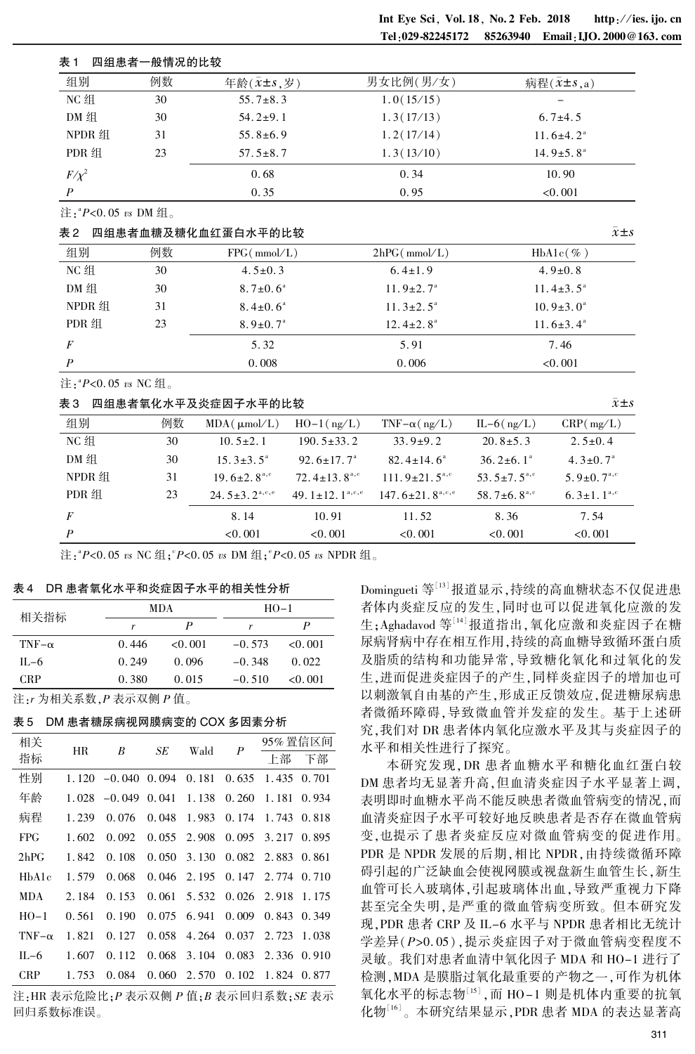表 1　四组患者一般情况的比较

| 组别 | 例数 | 年龄($\bar{x}\pm s$,岁) | 男女比例(男/女) | 病程($\bar{x}\pm s$,a) |
|---|---|---|---|---|
| NC 组 | 30 | 55.7±8.3 | 1.0(15/15) | - |
| DM 组 | 30 | 54.2±9.1 | 1.3(17/13) | 6.7±4.5 |
| NPDR 组 | 31 | 55.8±6.9 | 1.2(17/14) | 11.6±4.2[a] |
| PDR 组 | 23 | 57.5±8.7 | 1.3(13/10) | 14.9±5.8[a] |
| $F/\chi^2$ | | 0.68 | 0.34 | 10.90 |
| $P$ | | 0.35 | 0.95 | <0.001 |

注:[a]$P$<0.05 *vs* DM 组。

表 2　四组患者血糖及糖化血红蛋白水平的比较　$\bar{x}\pm s$

| 组别 | 例数 | FPG(mmol/L) | 2hPG(mmol/L) | HbA1c(%) |
|---|---|---|---|---|
| NC 组 | 30 | 4.5±0.3 | 6.4±1.9 | 4.9±0.8 |
| DM 组 | 30 | 8.7±0.6[a] | 11.9±2.7[a] | 11.4±3.5[a] |
| NPDR 组 | 31 | 8.4±0.6[a] | 11.3±2.5[a] | 10.9±3.0[a] |
| PDR 组 | 23 | 8.9±0.7[a] | 12.4±2.8[a] | 11.6±3.4[a] |
| $F$ | | 5.32 | 5.91 | 7.46 |
| $P$ | | 0.008 | 0.006 | <0.001 |

注:[a]$P$<0.05 *vs* NC 组。

表 3　四组患者氧化水平及炎症因子水平的比较　$\bar{x}\pm s$

| 组别 | 例数 | MDA(μmol/L) | HO-1(ng/L) | TNF-α(ng/L) | IL-6(ng/L) | CRP(mg/L) |
|---|---|---|---|---|---|---|
| NC 组 | 30 | 10.5±2.1 | 190.5±33.2 | 33.9±9.2 | 20.8±5.3 | 2.5±0.4 |
| DM 组 | 30 | 15.3±3.5[a] | 92.6±17.7[a] | 82.4±14.6[a] | 36.2±6.1[a] | 4.3±0.7[a] |
| NPDR 组 | 31 | 19.6±2.8[a,c] | 72.4±13.8[a,c] | 111.9±21.5[a,c] | 53.5±7.5[a,c] | 5.9±0.7[a,c] |
| PDR 组 | 23 | 24.5±3.2[a,c,e] | 49.1±12.1[a,c,e] | 147.6±21.8[a,c,e] | 58.7±6.8[a,c] | 6.3±1.1[a,c] |
| $F$ | | 8.14 | 10.91 | 11.52 | 8.36 | 7.54 |
| $P$ | | <0.001 | <0.001 | <0.001 | <0.001 | <0.001 |

注:[a]$P$<0.05 *vs* NC 组;[c]$P$<0.05 *vs* DM 组;[e]$P$<0.05 *vs* NPDR 组。

表 4　DR 患者氧化水平和炎症因子水平的相关性分析

| 相关指标 | MDA | | HO-1 | |
|---|---|---|---|---|
| | $r$ | $P$ | $r$ | $P$ |
| TNF-α | 0.446 | <0.001 | -0.573 | <0.001 |
| IL-6 | 0.249 | 0.096 | -0.348 | 0.022 |
| CRP | 0.380 | 0.015 | -0.510 | <0.001 |

注:$r$ 为相关系数,$P$ 表示双侧 $P$ 值。

表 5　DM 患者糖尿病视网膜病变的 COX 多因素分析

| 相关指标 | HR | $B$ | $SE$ | Wald | $P$ | 95%置信区间 | |
|---|---|---|---|---|---|---|---|
| | | | | | | 上部 | 下部 |
| 性别 | 1.120 | -0.040 | 0.094 | 0.181 | 0.635 | 1.435 | 0.701 |
| 年龄 | 1.028 | -0.049 | 0.041 | 1.138 | 0.260 | 1.181 | 0.934 |
| 病程 | 1.239 | 0.076 | 0.048 | 1.983 | 0.174 | 1.743 | 0.818 |
| FPG | 1.602 | 0.092 | 0.055 | 2.908 | 0.095 | 3.217 | 0.895 |
| 2hPG | 1.842 | 0.108 | 0.050 | 3.130 | 0.082 | 2.883 | 0.861 |
| HbA1c | 1.579 | 0.068 | 0.046 | 2.195 | 0.147 | 2.774 | 0.710 |
| MDA | 2.184 | 0.153 | 0.061 | 5.532 | 0.026 | 2.918 | 1.175 |
| HO-1 | 0.561 | 0.190 | 0.075 | 6.941 | 0.009 | 0.843 | 0.349 |
| TNF-α | 1.821 | 0.127 | 0.058 | 4.264 | 0.037 | 2.723 | 1.038 |
| IL-6 | 1.607 | 0.112 | 0.068 | 3.104 | 0.083 | 2.336 | 0.910 |
| CRP | 1.753 | 0.084 | 0.060 | 2.570 | 0.102 | 1.824 | 0.877 |

注:HR 表示危险比;$P$ 表示双侧 $P$ 值;$B$ 表示回归系数;$SE$ 表示回归系数标准误。

Domingueti 等[13]报道显示,持续的高血糖状态不仅促进患者体内炎症反应的发生,同时也可以促进氧化应激的发生;Aghadavod 等[14]报道指出,氧化应激和炎症因子在糖尿病肾病中存在相互作用,持续的高血糖导致循环蛋白质及脂质的结构和功能异常,导致糖化氧化和过氧化的发生,进而促进炎症因子的产生,同样炎症因子的增加也可以刺激氧自由基的产生,形成正反馈效应,促进糖尿病患者微循环障碍,导致微血管并发症的发生。基于上述研究,我们对 DR 患者体内氧化应激水平及其与炎症因子的水平和相关性进行了探究。

本研究发现,DR 患者血糖水平和糖化血红蛋白较 DM 患者均无显著升高,但血清炎症因子水平显著上调,表明即时血糖水平尚不能反映患者微血管病变的情况,而血清炎症因子水平可较好地反映患者是否存在微血管病变,也提示了患者炎症反应对微血管病变的促进作用。PDR 是 NPDR 发展的后期,相比 NPDR,由持续微循环障碍引起的广泛缺血会使视网膜或视盘新生血管生长,新生血管可长入玻璃体,引起玻璃体出血,导致严重视力下降甚至完全失明,是严重的微血管病变所致。但本研究发现,PDR 患者 CRP 及 IL-6 水平与 NPDR 患者相比无统计学差异($P$>0.05),提示炎症因子对于微血管病变程度不灵敏。我们对患者血清中氧化因子 MDA 和 HO-1 进行了检测,MDA 是膜脂过氧化最重要的产物之一,可作为机体氧化水平的标志物[15],而 HO-1 则是机体内重要的抗氧化物[16]。本研究结果显示,PDR 患者 MDA 的表达显著高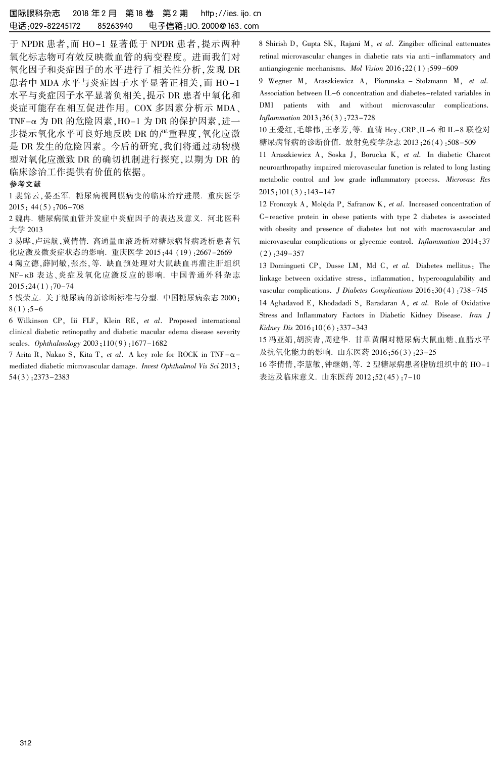于 NPDR 患者,而 HO-1 显著低于 NPDR 患者,提示两种氧化标志物可有效反映微血管的病变程度。进而我们对氧化因子和炎症因子的水平进行了相关性分析,发现 DR 患者中 MDA 水平与炎症因子水平显著正相关,而 HO-1 水平与炎症因子水平显著负相关,提示 DR 患者中氧化和炎症可能存在相互促进作用。COX 多因素分析示 MDA、TNF-α 为 DR 的危险因素,HO-1 为 DR 的保护因素,进一步提示氧化水平可良好地反映 DR 的严重程度,氧化应激是 DR 发生的危险因素。今后的研究,我们将通过动物模型对氧化应激致 DR 的确切机制进行探究,以期为 DR 的临床诊治工作提供有价值的依据。

**参考文献**

1 裴锦云,晏丕军. 糖尿病视网膜病变的临床治疗进展. 重庆医学 2015; 44(5):706-708

2 魏冉. 糖尿病微血管并发症中炎症因子的表达及意义. 河北医科大学 2013

3 易晔,卢远航,冀倩倩. 高通量血液透析对糖尿病肾病透析患者氧化应激及微炎症状态的影响. 重庆医学 2015;44 (19):2667-2669

4 陶立德,薛同敏,张杰,等. 缺血预处理对大鼠缺血再灌注肝组织 NF-κB 表达、炎症及氧化应激反应的影响. 中国普通外科杂志 2015;24(1):70-74

5 钱荣立. 关于糖尿病的新诊断标准与分型. 中国糖尿病杂志 2000; 8(1):5-6

6 Wilkinson CP, Iii FLF, Klein RE, *et al*. Proposed international clinical diabetic retinopathy and diabetic macular edema disease severity scales. *Ophthalmology* 2003;110(9):1677-1682

7 Arita R, Nakao S, Kita T, *et al*. A key role for ROCK in TNF-α-mediated diabetic microvascular damage. *Invest Ophthalmol Vis Sci* 2013; 54(3):2373-2383

8 Shirish D, Gupta SK, Rajani M, *et al*. Zingiber officinal eattenuates retinal microvascular changes in diabetic rats via anti-inflammatory and antiangiogenic mechanisms. *Mol Vision* 2016;22(1):599-609

9 Wegner M, Araszkiewicz A, Piorunska-Stolzmann M, *et al*. Association between IL-6 concentration and diabetes-related variables in DM1 patients with and without microvascular complications. *Inflammation* 2013;36(3):723-728

10 王爱红,毛雄伟,王孝芳,等. 血清 Hcy、CRP、IL-6 和 IL-8 联检对糖尿病肾病的诊断价值. 放射免疫学杂志 2013;26(4):508-509

11 Araszkiewicz A, Soska J, Borucka K, *et al*. In diabetic Charcot neuroarthropathy impaired microvascular function is related to long lasting metabolic control and low grade inflammatory process. *Microvasc Res* 2015;101(3):143-147

12 Fronczyk A, Molęda P, Safranow K, *et al*. Increased concentration of C-reactive protein in obese patients with type 2 diabetes is associated with obesity and presence of diabetes but not with macrovascular and microvascular complications or glycemic control. *Inflammation* 2014;37 (2):349-357

13 Domingueti CP, Dusse LM, Md C, *et al*. Diabetes mellitus: The linkage between oxidative stress, inflammation, hypercoagulability and vascular complications. *J Diabetes Complications* 2016;30(4):738-745

14 Aghadavod E, Khodadadi S, Baradaran A, *et al*. Role of Oxidative Stress and Inflammatory Factors in Diabetic Kidney Disease. *Iran J Kidney Dis* 2016;10(6):337-343

15 冯亚娟,胡滨青,周建华. 甘草黄酮对糖尿病大鼠血糖、血脂水平及抗氧化能力的影响. 山东医药 2016;56(3):23-25

16 李倩倩,李慧敏,钟继娟,等. 2 型糖尿病患者脂肪组织中的 HO-1 表达及临床意义. 山东医药 2012;52(45):7-10